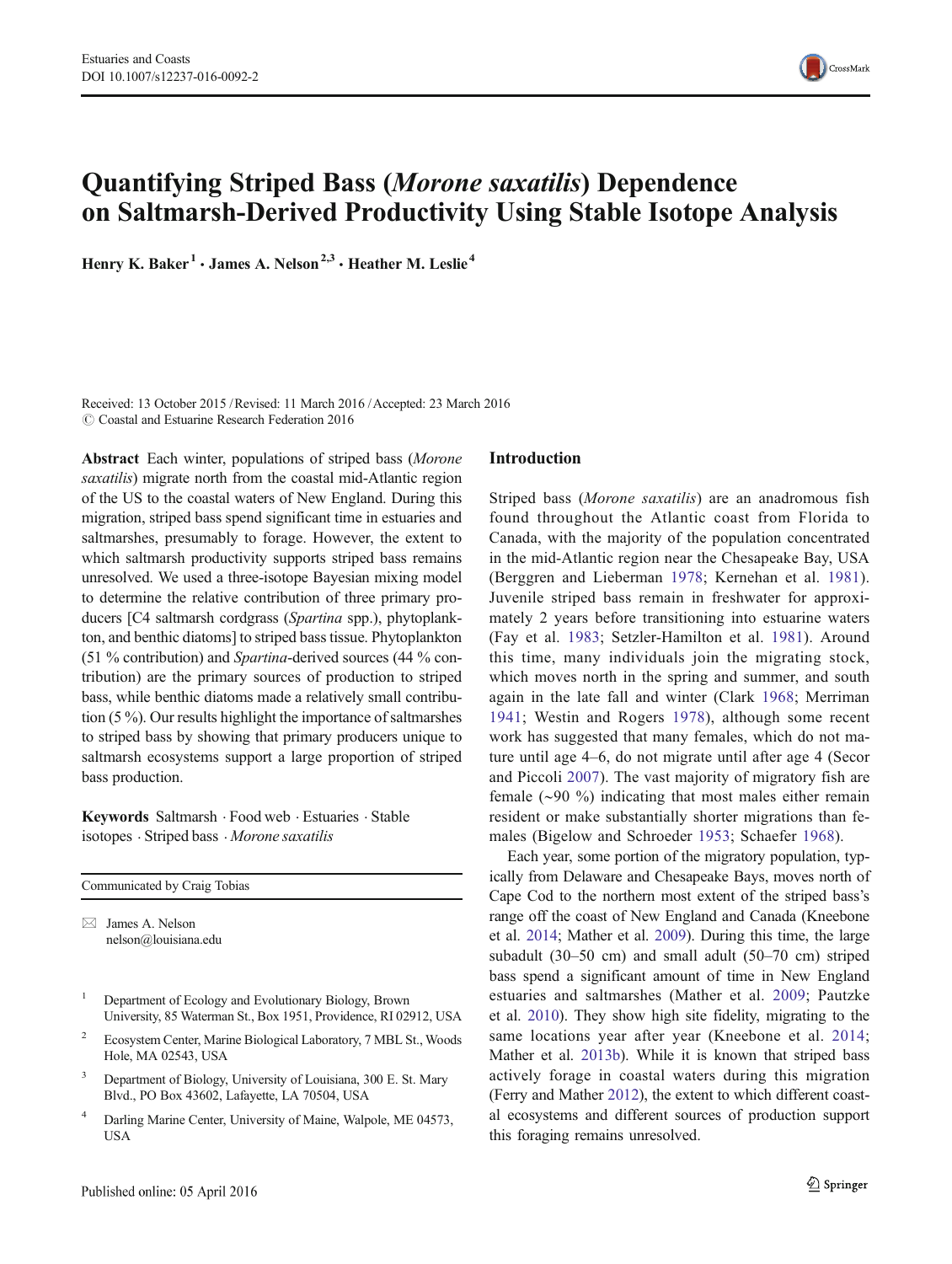# Quantifying Striped Bass (*Morone saxatilis*) Dependence on Saltmarsh-Derived Productivity Using Stable Isotope Analysis

**Henry K. Baker**[1] · **James A. Nelson**[2,3] · **Heather M. Leslie**[4]

Received: 13 October 2015 / Revised: 11 March 2016 / Accepted: 23 March 2016
© Coastal and Estuarine Research Federation 2016

**Abstract** Each winter, populations of striped bass (*Morone saxatilis*) migrate north from the coastal mid-Atlantic region of the US to the coastal waters of New England. During this migration, striped bass spend significant time in estuaries and saltmarshes, presumably to forage. However, the extent to which saltmarsh productivity supports striped bass remains unresolved. We used a three-isotope Bayesian mixing model to determine the relative contribution of three primary producers [C4 saltmarsh cordgrass (*Spartina* spp.), phytoplankton, and benthic diatoms] to striped bass tissue. Phytoplankton (51 % contribution) and *Spartina*-derived sources (44 % contribution) are the primary sources of production to striped bass, while benthic diatoms made a relatively small contribution (5 %). Our results highlight the importance of saltmarshes to striped bass by showing that primary producers unique to saltmarsh ecosystems support a large proportion of striped bass production.

**Keywords** Saltmarsh · Food web · Estuaries · Stable isotopes · Striped bass · *Morone saxatilis*

Communicated by Craig Tobias

✉ James A. Nelson
nelson@louisiana.edu

[1] Department of Ecology and Evolutionary Biology, Brown University, 85 Waterman St., Box 1951, Providence, RI 02912, USA

[2] Ecosystem Center, Marine Biological Laboratory, 7 MBL St., Woods Hole, MA 02543, USA

[3] Department of Biology, University of Louisiana, 300 E. St. Mary Blvd., PO Box 43602, Lafayette, LA 70504, USA

[4] Darling Marine Center, University of Maine, Walpole, ME 04573, USA

## Introduction

Striped bass (*Morone saxatilis*) are an anadromous fish found throughout the Atlantic coast from Florida to Canada, with the majority of the population concentrated in the mid-Atlantic region near the Chesapeake Bay, USA (Berggren and Lieberman 1978; Kernehan et al. 1981). Juvenile striped bass remain in freshwater for approximately 2 years before transitioning into estuarine waters (Fay et al. 1983; Setzler-Hamilton et al. 1981). Around this time, many individuals join the migrating stock, which moves north in the spring and summer, and south again in the late fall and winter (Clark 1968; Merriman 1941; Westin and Rogers 1978), although some recent work has suggested that many females, which do not mature until age 4–6, do not migrate until after age 4 (Secor and Piccoli 2007). The vast majority of migratory fish are female (~90 %) indicating that most males either remain resident or make substantially shorter migrations than females (Bigelow and Schroeder 1953; Schaefer 1968).

Each year, some portion of the migratory population, typically from Delaware and Chesapeake Bays, moves north of Cape Cod to the northern most extent of the striped bass's range off the coast of New England and Canada (Kneebone et al. 2014; Mather et al. 2009). During this time, the large subadult (30–50 cm) and small adult (50–70 cm) striped bass spend a significant amount of time in New England estuaries and saltmarshes (Mather et al. 2009; Pautzke et al. 2010). They show high site fidelity, migrating to the same locations year after year (Kneebone et al. 2014; Mather et al. 2013b). While it is known that striped bass actively forage in coastal waters during this migration (Ferry and Mather 2012), the extent to which different coastal ecosystems and different sources of production support this foraging remains unresolved.

Published online: 05 April 2016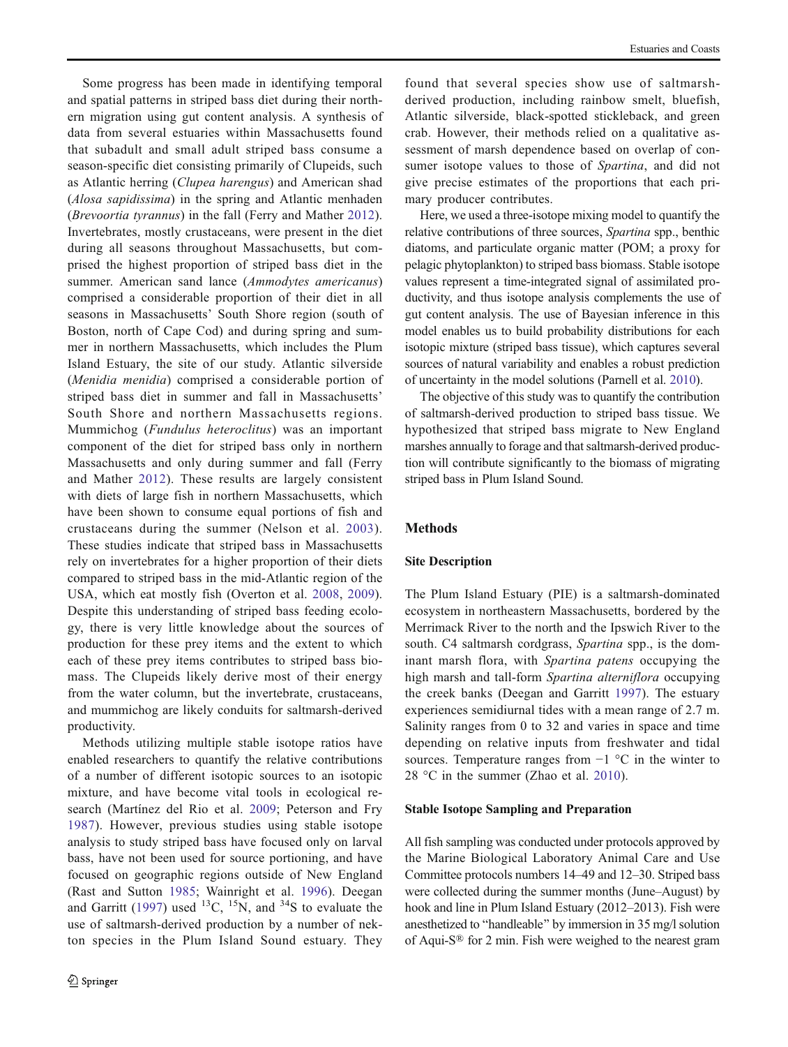Some progress has been made in identifying temporal and spatial patterns in striped bass diet during their northern migration using gut content analysis. A synthesis of data from several estuaries within Massachusetts found that subadult and small adult striped bass consume a season-specific diet consisting primarily of Clupeids, such as Atlantic herring (*Clupea harengus*) and American shad (*Alosa sapidissima*) in the spring and Atlantic menhaden (*Brevoortia tyrannus*) in the fall (Ferry and Mather 2012). Invertebrates, mostly crustaceans, were present in the diet during all seasons throughout Massachusetts, but comprised the highest proportion of striped bass diet in the summer. American sand lance (*Ammodytes americanus*) comprised a considerable proportion of their diet in all seasons in Massachusetts' South Shore region (south of Boston, north of Cape Cod) and during spring and summer in northern Massachusetts, which includes the Plum Island Estuary, the site of our study. Atlantic silverside (*Menidia menidia*) comprised a considerable portion of striped bass diet in summer and fall in Massachusetts' South Shore and northern Massachusetts regions. Mummichog (*Fundulus heteroclitus*) was an important component of the diet for striped bass only in northern Massachusetts and only during summer and fall (Ferry and Mather 2012). These results are largely consistent with diets of large fish in northern Massachusetts, which have been shown to consume equal portions of fish and crustaceans during the summer (Nelson et al. 2003). These studies indicate that striped bass in Massachusetts rely on invertebrates for a higher proportion of their diets compared to striped bass in the mid-Atlantic region of the USA, which eat mostly fish (Overton et al. 2008, 2009). Despite this understanding of striped bass feeding ecology, there is very little knowledge about the sources of production for these prey items and the extent to which each of these prey items contributes to striped bass biomass. The Clupeids likely derive most of their energy from the water column, but the invertebrate, crustaceans, and mummichog are likely conduits for saltmarsh-derived productivity.

Methods utilizing multiple stable isotope ratios have enabled researchers to quantify the relative contributions of a number of different isotopic sources to an isotopic mixture, and have become vital tools in ecological research (Martínez del Rio et al. 2009; Peterson and Fry 1987). However, previous studies using stable isotope analysis to study striped bass have focused only on larval bass, have not been used for source portioning, and have focused on geographic regions outside of New England (Rast and Sutton 1985; Wainright et al. 1996). Deegan and Garritt (1997) used $^{13}C$, $^{15}N$, and $^{34}S$ to evaluate the use of saltmarsh-derived production by a number of nekton species in the Plum Island Sound estuary. They found that several species show use of saltmarsh-derived production, including rainbow smelt, bluefish, Atlantic silverside, black-spotted stickleback, and green crab. However, their methods relied on a qualitative assessment of marsh dependence based on overlap of consumer isotope values to those of *Spartina*, and did not give precise estimates of the proportions that each primary producer contributes.

Here, we used a three-isotope mixing model to quantify the relative contributions of three sources, *Spartina* spp., benthic diatoms, and particulate organic matter (POM; a proxy for pelagic phytoplankton) to striped bass biomass. Stable isotope values represent a time-integrated signal of assimilated productivity, and thus isotope analysis complements the use of gut content analysis. The use of Bayesian inference in this model enables us to build probability distributions for each isotopic mixture (striped bass tissue), which captures several sources of natural variability and enables a robust prediction of uncertainty in the model solutions (Parnell et al. 2010).

The objective of this study was to quantify the contribution of saltmarsh-derived production to striped bass tissue. We hypothesized that striped bass migrate to New England marshes annually to forage and that saltmarsh-derived production will contribute significantly to the biomass of migrating striped bass in Plum Island Sound.

## Methods

### Site Description

The Plum Island Estuary (PIE) is a saltmarsh-dominated ecosystem in northeastern Massachusetts, bordered by the Merrimack River to the north and the Ipswich River to the south. C4 saltmarsh cordgrass, *Spartina* spp., is the dominant marsh flora, with *Spartina patens* occupying the high marsh and tall-form *Spartina alterniflora* occupying the creek banks (Deegan and Garritt 1997). The estuary experiences semidiurnal tides with a mean range of 2.7 m. Salinity ranges from 0 to 32 and varies in space and time depending on relative inputs from freshwater and tidal sources. Temperature ranges from −1 °C in the winter to 28 °C in the summer (Zhao et al. 2010).

### Stable Isotope Sampling and Preparation

All fish sampling was conducted under protocols approved by the Marine Biological Laboratory Animal Care and Use Committee protocols numbers 14–49 and 12–30. Striped bass were collected during the summer months (June–August) by hook and line in Plum Island Estuary (2012–2013). Fish were anesthetized to "handleable" by immersion in 35 mg/l solution of Aqui-S® for 2 min. Fish were weighed to the nearest gram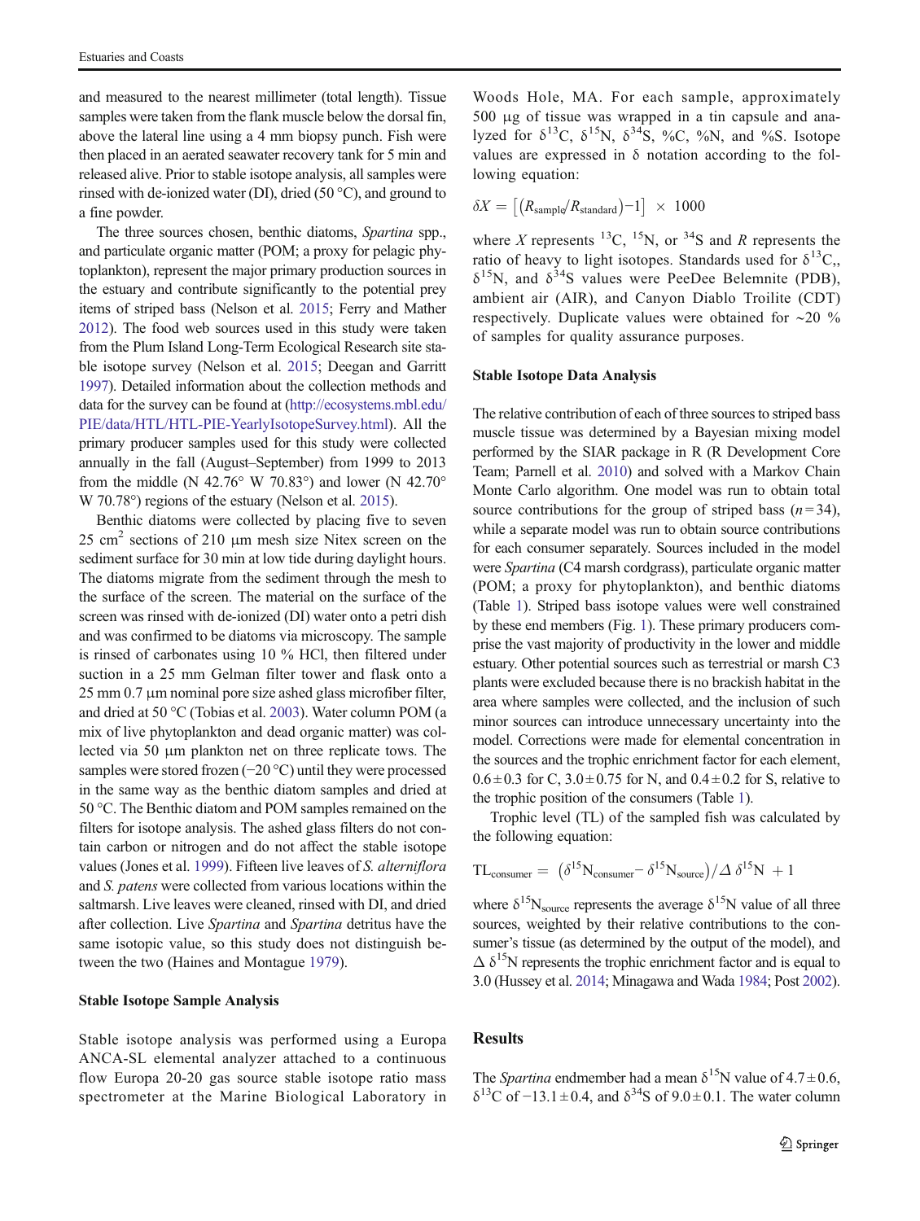and measured to the nearest millimeter (total length). Tissue samples were taken from the flank muscle below the dorsal fin, above the lateral line using a 4 mm biopsy punch. Fish were then placed in an aerated seawater recovery tank for 5 min and released alive. Prior to stable isotope analysis, all samples were rinsed with de-ionized water (DI), dried (50 °C), and ground to a fine powder.

The three sources chosen, benthic diatoms, *Spartina* spp., and particulate organic matter (POM; a proxy for pelagic phytoplankton), represent the major primary production sources in the estuary and contribute significantly to the potential prey items of striped bass (Nelson et al. 2015; Ferry and Mather 2012). The food web sources used in this study were taken from the Plum Island Long-Term Ecological Research site stable isotope survey (Nelson et al. 2015; Deegan and Garritt 1997). Detailed information about the collection methods and data for the survey can be found at (http://ecosystems.mbl.edu/PIE/data/HTL/HTL-PIE-YearlyIsotopeSurvey.html). All the primary producer samples used for this study were collected annually in the fall (August–September) from 1999 to 2013 from the middle (N 42.76° W 70.83°) and lower (N 42.70° W 70.78°) regions of the estuary (Nelson et al. 2015).

Benthic diatoms were collected by placing five to seven 25 cm$^2$ sections of 210 μm mesh size Nitex screen on the sediment surface for 30 min at low tide during daylight hours. The diatoms migrate from the sediment through the mesh to the surface of the screen. The material on the surface of the screen was rinsed with de-ionized (DI) water onto a petri dish and was confirmed to be diatoms via microscopy. The sample is rinsed of carbonates using 10 % HCl, then filtered under suction in a 25 mm Gelman filter tower and flask onto a 25 mm 0.7 μm nominal pore size ashed glass microfiber filter, and dried at 50 °C (Tobias et al. 2003). Water column POM (a mix of live phytoplankton and dead organic matter) was collected via 50 μm plankton net on three replicate tows. The samples were stored frozen (−20 °C) until they were processed in the same way as the benthic diatom samples and dried at 50 °C. The Benthic diatom and POM samples remained on the filters for isotope analysis. The ashed glass filters do not contain carbon or nitrogen and do not affect the stable isotope values (Jones et al. 1999). Fifteen live leaves of *S. alterniflora* and *S. patens* were collected from various locations within the saltmarsh. Live leaves were cleaned, rinsed with DI, and dried after collection. Live *Spartina* and *Spartina* detritus have the same isotopic value, so this study does not distinguish between the two (Haines and Montague 1979).

### Stable Isotope Sample Analysis

Stable isotope analysis was performed using a Europa ANCA-SL elemental analyzer attached to a continuous flow Europa 20-20 gas source stable isotope ratio mass spectrometer at the Marine Biological Laboratory in Woods Hole, MA. For each sample, approximately 500 μg of tissue was wrapped in a tin capsule and analyzed for $\delta^{13}C$, $\delta^{15}N$, $\delta^{34}S$, %C, %N, and %S. Isotope values are expressed in δ notation according to the following equation:

$$\delta X = \left[\left(R_{\text{sample}}/R_{\text{standard}}\right)-1\right] \times 1000$$

where $X$ represents $^{13}C$, $^{15}N$, or $^{34}S$ and $R$ represents the ratio of heavy to light isotopes. Standards used for $\delta^{13}C$,, $\delta^{15}N$, and $\delta^{34}S$ values were PeeDee Belemnite (PDB), ambient air (AIR), and Canyon Diablo Troilite (CDT) respectively. Duplicate values were obtained for ~20 % of samples for quality assurance purposes.

### Stable Isotope Data Analysis

The relative contribution of each of three sources to striped bass muscle tissue was determined by a Bayesian mixing model performed by the SIAR package in R (R Development Core Team; Parnell et al. 2010) and solved with a Markov Chain Monte Carlo algorithm. One model was run to obtain total source contributions for the group of striped bass ($n = 34$), while a separate model was run to obtain source contributions for each consumer separately. Sources included in the model were *Spartina* (C4 marsh cordgrass), particulate organic matter (POM; a proxy for phytoplankton), and benthic diatoms (Table 1). Striped bass isotope values were well constrained by these end members (Fig. 1). These primary producers comprise the vast majority of productivity in the lower and middle estuary. Other potential sources such as terrestrial or marsh C3 plants were excluded because there is no brackish habitat in the area where samples were collected, and the inclusion of such minor sources can introduce unnecessary uncertainty into the model. Corrections were made for elemental concentration in the sources and the trophic enrichment factor for each element, 0.6 ± 0.3 for C, 3.0 ± 0.75 for N, and 0.4 ± 0.2 for S, relative to the trophic position of the consumers (Table 1).

Trophic level (TL) of the sampled fish was calculated by the following equation:

$$\text{TL}_{\text{consumer}} = \left(\delta^{15}\text{N}_{\text{consumer}} - \delta^{15}\text{N}_{\text{source}}\right)/\Delta\,\delta^{15}\text{N} + 1$$

where $\delta^{15}N_{source}$ represents the average $\delta^{15}N$ value of all three sources, weighted by their relative contributions to the consumer's tissue (as determined by the output of the model), and $\Delta\,\delta^{15}N$ represents the trophic enrichment factor and is equal to 3.0 (Hussey et al. 2014; Minagawa and Wada 1984; Post 2002).

## Results

The *Spartina* endmember had a mean $\delta^{15}N$ value of 4.7 ± 0.6, $\delta^{13}C$ of −13.1 ± 0.4, and $\delta^{34}S$ of 9.0 ± 0.1. The water column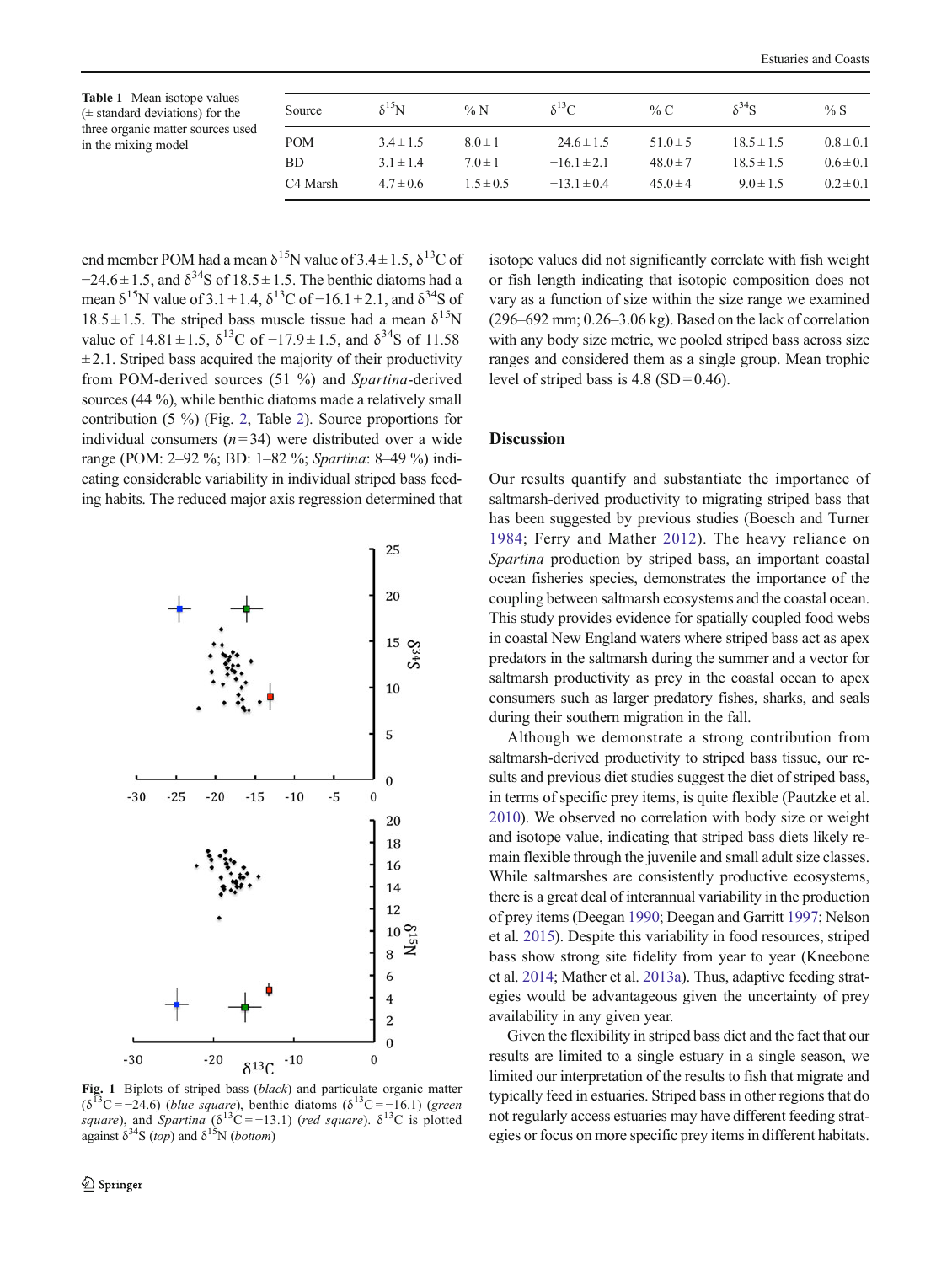**Table 1** Mean isotope values (± standard deviations) for the three organic matter sources used in the mixing model

| Source | $\delta^{15}N$ | % N | $\delta^{13}C$ | % C | $\delta^{34}S$ | % S |
|---|---|---|---|---|---|---|
| POM | 3.4 ± 1.5 | 8.0 ± 1 | −24.6 ± 1.5 | 51.0 ± 5 | 18.5 ± 1.5 | 0.8 ± 0.1 |
| BD | 3.1 ± 1.4 | 7.0 ± 1 | −16.1 ± 2.1 | 48.0 ± 7 | 18.5 ± 1.5 | 0.6 ± 0.1 |
| C4 Marsh | 4.7 ± 0.6 | 1.5 ± 0.5 | −13.1 ± 0.4 | 45.0 ± 4 | 9.0 ± 1.5 | 0.2 ± 0.1 |

end member POM had a mean $\delta^{15}N$ value of 3.4 ± 1.5, $\delta^{13}C$ of −24.6 ± 1.5, and $\delta^{34}S$ of 18.5 ± 1.5. The benthic diatoms had a mean $\delta^{15}N$ value of 3.1 ± 1.4, $\delta^{13}C$ of −16.1 ± 2.1, and $\delta^{34}S$ of 18.5 ± 1.5. The striped bass muscle tissue had a mean $\delta^{15}N$ value of 14.81 ± 1.5, $\delta^{13}C$ of −17.9 ± 1.5, and $\delta^{34}S$ of 11.58 ± 2.1. Striped bass acquired the majority of their productivity from POM-derived sources (51 %) and *Spartina*-derived sources (44 %), while benthic diatoms made a relatively small contribution (5 %) (Fig. 2, Table 2). Source proportions for individual consumers ($n = 34$) were distributed over a wide range (POM: 2–92 %; BD: 1–82 %; *Spartina*: 8–49 %) indicating considerable variability in individual striped bass feeding habits. The reduced major axis regression determined that isotope values did not significantly correlate with fish weight or fish length indicating that isotopic composition does not vary as a function of size within the size range we examined (296–692 mm; 0.26–3.06 kg). Based on the lack of correlation with any body size metric, we pooled striped bass across size ranges and considered them as a single group. Mean trophic level of striped bass is 4.8 (SD = 0.46).

**Fig. 1** Biplots of striped bass (*black*) and particulate organic matter ($\delta^{13}C = -24.6$) (*blue square*), benthic diatoms ($\delta^{13}C = -16.1$) (*green square*), and *Spartina* ($\delta^{13}C = -13.1$) (*red square*). $\delta^{13}C$ is plotted against $\delta^{34}S$ (*top*) and $\delta^{15}N$ (*bottom*)

## Discussion

Our results quantify and substantiate the importance of saltmarsh-derived productivity to migrating striped bass that has been suggested by previous studies (Boesch and Turner 1984; Ferry and Mather 2012). The heavy reliance on *Spartina* production by striped bass, an important coastal ocean fisheries species, demonstrates the importance of the coupling between saltmarsh ecosystems and the coastal ocean. This study provides evidence for spatially coupled food webs in coastal New England waters where striped bass act as apex predators in the saltmarsh during the summer and a vector for saltmarsh productivity as prey in the coastal ocean to apex consumers such as larger predatory fishes, sharks, and seals during their southern migration in the fall.

Although we demonstrate a strong contribution from saltmarsh-derived productivity to striped bass tissue, our results and previous diet studies suggest the diet of striped bass, in terms of specific prey items, is quite flexible (Pautzke et al. 2010). We observed no correlation with body size or weight and isotope value, indicating that striped bass diets likely remain flexible through the juvenile and small adult size classes. While saltmarshes are consistently productive ecosystems, there is a great deal of interannual variability in the production of prey items (Deegan 1990; Deegan and Garritt 1997; Nelson et al. 2015). Despite this variability in food resources, striped bass show strong site fidelity from year to year (Kneebone et al. 2014; Mather et al. 2013a). Thus, adaptive feeding strategies would be advantageous given the uncertainty of prey availability in any given year.

Given the flexibility in striped bass diet and the fact that our results are limited to a single estuary in a single season, we limited our interpretation of the results to fish that migrate and typically feed in estuaries. Striped bass in other regions that do not regularly access estuaries may have different feeding strategies or focus on more specific prey items in different habitats.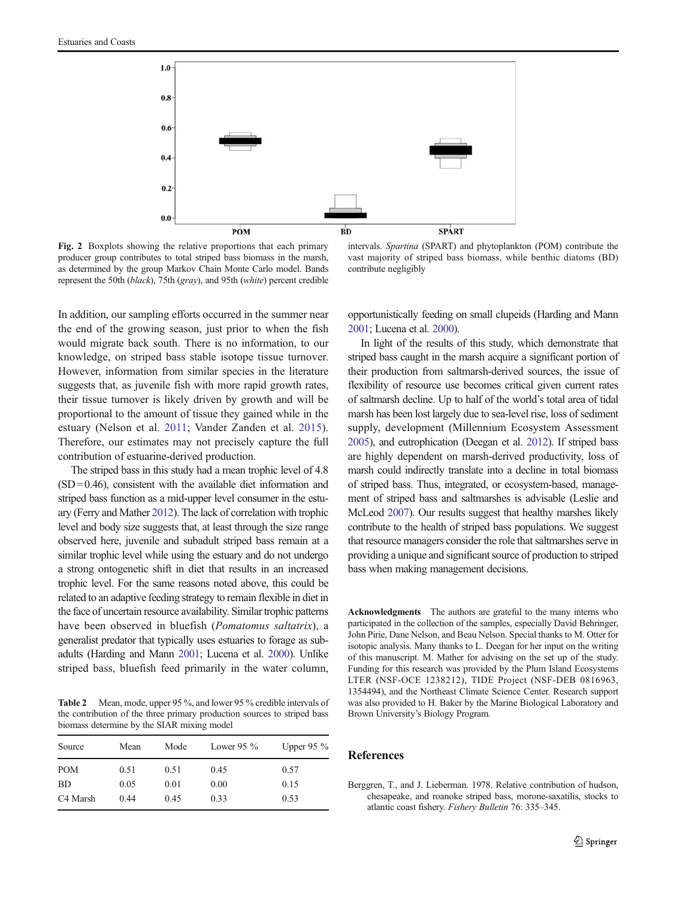Fig. 2 Boxplots showing the relative proportions that each primary producer group contributes to total striped bass biomass in the marsh, as determined by the group Markov Chain Monte Carlo model. Bands represent the 50th (*black*), 75th (*gray*), and 95th (*white*) percent credible intervals. *Spartina* (SPART) and phytoplankton (POM) contribute the vast majority of striped bass biomass, while benthic diatoms (BD) contribute negligibly

In addition, our sampling efforts occurred in the summer near the end of the growing season, just prior to when the fish would migrate back south. There is no information, to our knowledge, on striped bass stable isotope tissue turnover. However, information from similar species in the literature suggests that, as juvenile fish with more rapid growth rates, their tissue turnover is likely driven by growth and will be proportional to the amount of tissue they gained while in the estuary (Nelson et al. 2011; Vander Zanden et al. 2015). Therefore, our estimates may not precisely capture the full contribution of estuarine-derived production.

The striped bass in this study had a mean trophic level of 4.8 (SD = 0.46), consistent with the available diet information and striped bass function as a mid-upper level consumer in the estuary (Ferry and Mather 2012). The lack of correlation with trophic level and body size suggests that, at least through the size range observed here, juvenile and subadult striped bass remain at a similar trophic level while using the estuary and do not undergo a strong ontogenetic shift in diet that results in an increased trophic level. For the same reasons noted above, this could be related to an adaptive feeding strategy to remain flexible in diet in the face of uncertain resource availability. Similar trophic patterns have been observed in bluefish (*Pomatomus saltatrix*), a generalist predator that typically uses estuaries to forage as subadults (Harding and Mann 2001; Lucena et al. 2000). Unlike striped bass, bluefish feed primarily in the water column, opportunistically feeding on small clupeids (Harding and Mann 2001; Lucena et al. 2000).

**Table 2** Mean, mode, upper 95 %, and lower 95 % credible intervals of the contribution of the three primary production sources to striped bass biomass determine by the SIAR mixing model

| Source | Mean | Mode | Lower 95 % | Upper 95 % |
|---|---|---|---|---|
| POM | 0.51 | 0.51 | 0.45 | 0.57 |
| BD | 0.05 | 0.01 | 0.00 | 0.15 |
| C4 Marsh | 0.44 | 0.45 | 0.33 | 0.53 |

In light of the results of this study, which demonstrate that striped bass caught in the marsh acquire a significant portion of their production from saltmarsh-derived sources, the issue of flexibility of resource use becomes critical given current rates of saltmarsh decline. Up to half of the world's total area of tidal marsh has been lost largely due to sea-level rise, loss of sediment supply, development (Millennium Ecosystem Assessment 2005), and eutrophication (Deegan et al. 2012). If striped bass are highly dependent on marsh-derived productivity, loss of marsh could indirectly translate into a decline in total biomass of striped bass. Thus, integrated, or ecosystem-based, management of striped bass and saltmarshes is advisable (Leslie and McLeod 2007). Our results suggest that healthy marshes likely contribute to the health of striped bass populations. We suggest that resource managers consider the role that saltmarshes serve in providing a unique and significant source of production to striped bass when making management decisions.

**Acknowledgments** The authors are grateful to the many interns who participated in the collection of the samples, especially David Behringer, John Pirie, Dane Nelson, and Beau Nelson. Special thanks to M. Otter for isotopic analysis. Many thanks to L. Deegan for her input on the writing of this manuscript. M. Mather for advising on the set up of the study. Funding for this research was provided by the Plum Island Ecosystems LTER (NSF-OCE 1238212), TIDE Project (NSF-DEB 0816963, 1354494), and the Northeast Climate Science Center. Research support was also provided to H. Baker by the Marine Biological Laboratory and Brown University's Biology Program.

## References

Berggren, T., and J. Lieberman. 1978. Relative contribution of hudson, chesapeake, and roanoke striped bass, morone-saxatilis, stocks to atlantic coast fishery. *Fishery Bulletin* 76: 335–345.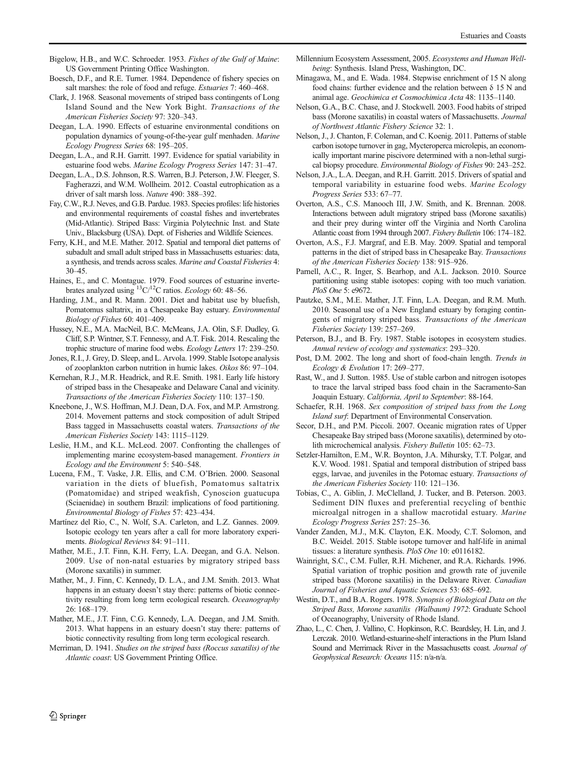Bigelow, H.B., and W.C. Schroeder. 1953. *Fishes of the Gulf of Maine*: US Government Printing Office Washington.

Boesch, D.F., and R.E. Turner. 1984. Dependence of fishery species on salt marshes: the role of food and refuge. *Estuaries* 7: 460–468.

Clark, J. 1968. Seasonal movements of striped bass contingents of Long Island Sound and the New York Bight. *Transactions of the American Fisheries Society* 97: 320–343.

Deegan, L.A. 1990. Effects of estuarine environmental conditions on population dynamics of young-of-the-year gulf menhaden. *Marine Ecology Progress Series* 68: 195–205.

Deegan, L.A., and R.H. Garritt. 1997. Evidence for spatial variability in estuarine food webs. *Marine Ecology Progress Series* 147: 31–47.

Deegan, L.A., D.S. Johnson, R.S. Warren, B.J. Peterson, J.W. Fleeger, S. Fagherazzi, and W.M. Wollheim. 2012. Coastal eutrophication as a driver of salt marsh loss. *Nature* 490: 388–392.

Fay, C.W., R.J. Neves, and G.B. Pardue. 1983. Species profiles: life histories and environmental requirements of coastal fishes and invertebrates (Mid-Atlantic). Striped Bass: Virginia Polytechnic Inst. and State Univ., Blacksburg (USA). Dept. of Fisheries and Wildlife Sciences.

Ferry, K.H., and M.E. Mather. 2012. Spatial and temporal diet patterns of subadult and small adult striped bass in Massachusetts estuaries: data, a synthesis, and trends across scales. *Marine and Coastal Fisheries* 4: 30–45.

Haines, E., and C. Montague. 1979. Food sources of estuarine invertebrates analyzed using $^{13}C/^{12}C$ ratios. *Ecology* 60: 48–56.

Harding, J.M., and R. Mann. 2001. Diet and habitat use by bluefish, Pomatomus saltatrix, in a Chesapeake Bay estuary. *Environmental Biology of Fishes* 60: 401–409.

Hussey, N.E., M.A. MacNeil, B.C. McMeans, J.A. Olin, S.F. Dudley, G. Cliff, S.P. Wintner, S.T. Fennessy, and A.T. Fisk. 2014. Rescaling the trophic structure of marine food webs. *Ecology Letters* 17: 239–250.

Jones, R.I., J. Grey, D. Sleep, and L. Arvola. 1999. Stable Isotope analysis of zooplankton carbon nutrition in humic lakes. *Oikos* 86: 97–104.

Kernehan, R.J., M.R. Headrick, and R.E. Smith. 1981. Early life history of striped bass in the Chesapeake and Delaware Canal and vicinity. *Transactions of the American Fisheries Society* 110: 137–150.

Kneebone, J., W.S. Hoffman, M.J. Dean, D.A. Fox, and M.P. Armstrong. 2014. Movement patterns and stock composition of adult Striped Bass tagged in Massachusetts coastal waters. *Transactions of the American Fisheries Society* 143: 1115–1129.

Leslie, H.M., and K.L. McLeod. 2007. Confronting the challenges of implementing marine ecosystem-based management. *Frontiers in Ecology and the Environment* 5: 540–548.

Lucena, F.M., T. Vaske, J.R. Ellis, and C.M. O'Brien. 2000. Seasonal variation in the diets of bluefish, Pomatomus saltatrix (Pomatomidae) and striped weakfish, Cynoscion guatucupa (Sciaenidae) in southern Brazil: implications of food partitioning. *Environmental Biology of Fishes* 57: 423–434.

Martínez del Rio, C., N. Wolf, S.A. Carleton, and L.Z. Gannes. 2009. Isotopic ecology ten years after a call for more laboratory experiments. *Biological Reviews* 84: 91–111.

Mather, M.E., J.T. Finn, K.H. Ferry, L.A. Deegan, and G.A. Nelson. 2009. Use of non-natal estuaries by migratory striped bass (Morone saxatilis) in summer.

Mather, M., J. Finn, C. Kennedy, D. L.A., and J.M. Smith. 2013. What happens in an estuary doesn't stay there: patterns of biotic connectivity resulting from long term ecological research. *Oceanography* 26: 168–179.

Mather, M.E., J.T. Finn, C.G. Kennedy, L.A. Deegan, and J.M. Smith. 2013. What happens in an estuary doesn't stay there: patterns of biotic connectivity resulting from long term ecological research.

Merriman, D. 1941. *Studies on the striped bass (Roccus saxatilis) of the Atlantic coast*: US Government Printing Office.

Millennium Ecosystem Assessment, 2005. *Ecosystems and Human Well-being*: Synthesis. Island Press, Washington, DC.

Minagawa, M., and E. Wada. 1984. Stepwise enrichment of 15 N along food chains: further evidence and the relation between δ 15 N and animal age. *Geochimica et Cosmochimica Acta* 48: 1135–1140.

Nelson, G.A., B.C. Chase, and J. Stockwell. 2003. Food habits of striped bass (Morone saxatilis) in coastal waters of Massachusetts. *Journal of Northwest Atlantic Fishery Science* 32: 1.

Nelson, J., J. Chanton, F. Coleman, and C. Koenig. 2011. Patterns of stable carbon isotope turnover in gag, Mycteroperca microlepis, an economically important marine piscivore determined with a non-lethal surgical biopsy procedure. *Environmental Biology of Fishes* 90: 243–252.

Nelson, J.A., L.A. Deegan, and R.H. Garritt. 2015. Drivers of spatial and temporal variability in estuarine food webs. *Marine Ecology Progress Series* 533: 67–77.

Overton, A.S., C.S. Manooch III, J.W. Smith, and K. Brennan. 2008. Interactions between adult migratory striped bass (Morone saxatilis) and their prey during winter off the Virginia and North Carolina Atlantic coast from 1994 through 2007. *Fishery Bulletin* 106: 174–182.

Overton, A.S., F.J. Margraf, and E.B. May. 2009. Spatial and temporal patterns in the diet of striped bass in Chesapeake Bay. *Transactions of the American Fisheries Society* 138: 915–926.

Parnell, A.C., R. Inger, S. Bearhop, and A.L. Jackson. 2010. Source partitioning using stable isotopes: coping with too much variation. *PloS One* 5: e9672.

Pautzke, S.M., M.E. Mather, J.T. Finn, L.A. Deegan, and R.M. Muth. 2010. Seasonal use of a New England estuary by foraging contingents of migratory striped bass. *Transactions of the American Fisheries Society* 139: 257–269.

Peterson, B.J., and B. Fry. 1987. Stable isotopes in ecosystem studies. *Annual review of ecology and systematics*: 293–320.

Post, D.M. 2002. The long and short of food-chain length. *Trends in Ecology & Evolution* 17: 269–277.

Rast, W., and J. Sutton. 1985. Use of stable carbon and nitrogen isotopes to trace the larval striped bass food chain in the Sacramento-San Joaquin Estuary. *California, April to September*: 88-164.

Schaefer, R.H. 1968. *Sex composition of striped bass from the Long Island surf*: Department of Environmental Conservation.

Secor, D.H., and P.M. Piccoli. 2007. Oceanic migration rates of Upper Chesapeake Bay striped bass (Morone saxatilis), determined by otolith microchemical analysis. *Fishery Bulletin* 105: 62–73.

Setzler-Hamilton, E.M., W.R. Boynton, J.A. Mihursky, T.T. Polgar, and K.V. Wood. 1981. Spatial and temporal distribution of striped bass eggs, larvae, and juveniles in the Potomac estuary. *Transactions of the American Fisheries Society* 110: 121–136.

Tobias, C., A. Giblin, J. McClelland, J. Tucker, and B. Peterson. 2003. Sediment DIN fluxes and preferential recycling of benthic microalgal nitrogen in a shallow macrotidal estuary. *Marine Ecology Progress Series* 257: 25–36.

Vander Zanden, M.J., M.K. Clayton, E.K. Moody, C.T. Solomon, and B.C. Weidel. 2015. Stable isotope turnover and half-life in animal tissues: a literature synthesis. *PloS One* 10: e0116182.

Wainright, S.C., C.M. Fuller, R.H. Michener, and R.A. Richards. 1996. Spatial variation of trophic position and growth rate of juvenile striped bass (Morone saxatilis) in the Delaware River. *Canadian Journal of Fisheries and Aquatic Sciences* 53: 685–692.

Westin, D.T., and B.A. Rogers. 1978. *Synopsis of Biological Data on the Striped Bass, Morone saxatilis (Walbaum) 1972*: Graduate School of Oceanography, University of Rhode Island.

Zhao, L., C. Chen, J. Vallino, C. Hopkinson, R.C. Beardsley, H. Lin, and J. Lerczak. 2010. Wetland-estuarine-shelf interactions in the Plum Island Sound and Merrimack River in the Massachusetts coast. *Journal of Geophysical Research: Oceans* 115: n/a-n/a.